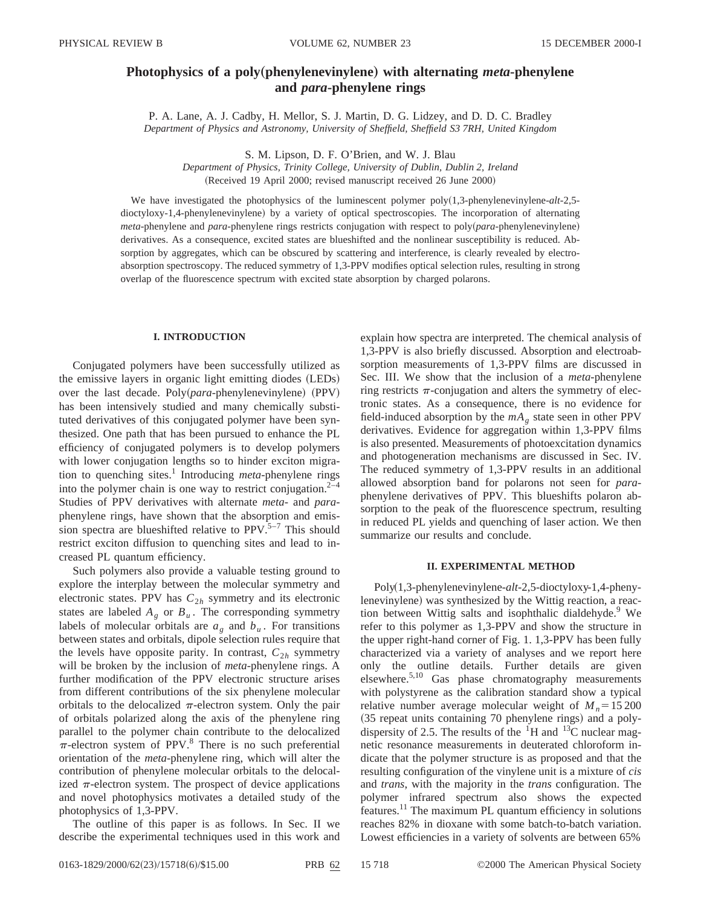# Photophysics of a poly(phenylenevinylene) with alternating *meta*-phenylene and *para*-phenylene rings

P. A. Lane, A. J. Cadby, H. Mellor, S. J. Martin, D. G. Lidzey, and D. D. C. Bradley

*Department of Physics and Astronomy, University of Sheffield, Sheffield S3 7RH, United Kingdom*

S. M. Lipson, D. F. O'Brien, and W. J. Blau

*Department of Physics, Trinity College, University of Dublin, Dublin 2, Ireland*

(Received 19 April 2000; revised manuscript received 26 June 2000)

We have investigated the photophysics of the luminescent polymer poly(1,3-phenylenevinylene-*alt*-2,5-dioctyloxy-1,4-phenylenevinylene) by a variety of optical spectroscopies. The incorporation of alternating *meta*-phenylene and *para*-phenylene rings restricts conjugation with respect to poly(*para*-phenylenevinylene) derivatives. As a consequence, excited states are blueshifted and the nonlinear susceptibility is reduced. Absorption by aggregates, which can be obscured by scattering and interference, is clearly revealed by electroabsorption spectroscopy. The reduced symmetry of 1,3-PPV modifies optical selection rules, resulting in strong overlap of the fluorescence spectrum with excited state absorption by charged polarons.

## I. INTRODUCTION

Conjugated polymers have been successfully utilized as the emissive layers in organic light emitting diodes (LEDs) over the last decade. Poly(*para*-phenylenevinylene) (PPV) has been intensively studied and many chemically substituted derivatives of this conjugated polymer have been synthesized. One path that has been pursued to enhance the PL efficiency of conjugated polymers is to develop polymers with lower conjugation lengths so to hinder exciton migration to quenching sites.[1] Introducing *meta*-phenylene rings into the polymer chain is one way to restrict conjugation.[2–4] Studies of PPV derivatives with alternate *meta*- and *para*-phenylene rings, have shown that the absorption and emission spectra are blueshifted relative to PPV.[5–7] This should restrict exciton diffusion to quenching sites and lead to increased PL quantum efficiency.

Such polymers also provide a valuable testing ground to explore the interplay between the molecular symmetry and electronic states. PPV has $C_{2h}$ symmetry and its electronic states are labeled $A_g$ or $B_u$. The corresponding symmetry labels of molecular orbitals are $a_g$ and $b_u$. For transitions between states and orbitals, dipole selection rules require that the levels have opposite parity. In contrast, $C_{2h}$ symmetry will be broken by the inclusion of *meta*-phenylene rings. A further modification of the PPV electronic structure arises from different contributions of the six phenylene molecular orbitals to the delocalized $\pi$-electron system. Only the pair of orbitals polarized along the axis of the phenylene ring parallel to the polymer chain contribute to the delocalized $\pi$-electron system of PPV.[8] There is no such preferential orientation of the *meta*-phenylene ring, which will alter the contribution of phenylene molecular orbitals to the delocalized $\pi$-electron system. The prospect of device applications and novel photophysics motivates a detailed study of the photophysics of 1,3-PPV.

The outline of this paper is as follows. In Sec. II we describe the experimental techniques used in this work and explain how spectra are interpreted. The chemical analysis of 1,3-PPV is also briefly discussed. Absorption and electroabsorption measurements of 1,3-PPV films are discussed in Sec. III. We show that the inclusion of a *meta*-phenylene ring restricts $\pi$-conjugation and alters the symmetry of electronic states. As a consequence, there is no evidence for field-induced absorption by the $mA_g$ state seen in other PPV derivatives. Evidence for aggregation within 1,3-PPV films is also presented. Measurements of photoexcitation dynamics and photogeneration mechanisms are discussed in Sec. IV. The reduced symmetry of 1,3-PPV results in an additional allowed absorption band for polarons not seen for *para*-phenylene derivatives of PPV. This blueshifts polaron absorption to the peak of the fluorescence spectrum, resulting in reduced PL yields and quenching of laser action. We then summarize our results and conclude.

## II. EXPERIMENTAL METHOD

Poly(1,3-phenylenevinylene-*alt*-2,5-dioctyloxy-1,4-phenylenevinylene) was synthesized by the Wittig reaction, a reaction between Wittig salts and isophthalic dialdehyde.[9] We refer to this polymer as 1,3-PPV and show the structure in the upper right-hand corner of Fig. 1. 1,3-PPV has been fully characterized via a variety of analyses and we report here only the outline details. Further details are given elsewhere.[5,10] Gas phase chromatography measurements with polystyrene as the calibration standard show a typical relative number average molecular weight of $M_n = 15\,200$ (35 repeat units containing 70 phenylene rings) and a polydispersity of 2.5. The results of the $^1$H and $^{13}$C nuclear magnetic resonance measurements in deuterated chloroform indicate that the polymer structure is as proposed and that the resulting configuration of the vinylene unit is a mixture of *cis* and *trans*, with the majority in the *trans* configuration. The polymer infrared spectrum also shows the expected features.[11] The maximum PL quantum efficiency in solutions reaches 82% in dioxane with some batch-to-batch variation. Lowest efficiencies in a variety of solvents are between 65%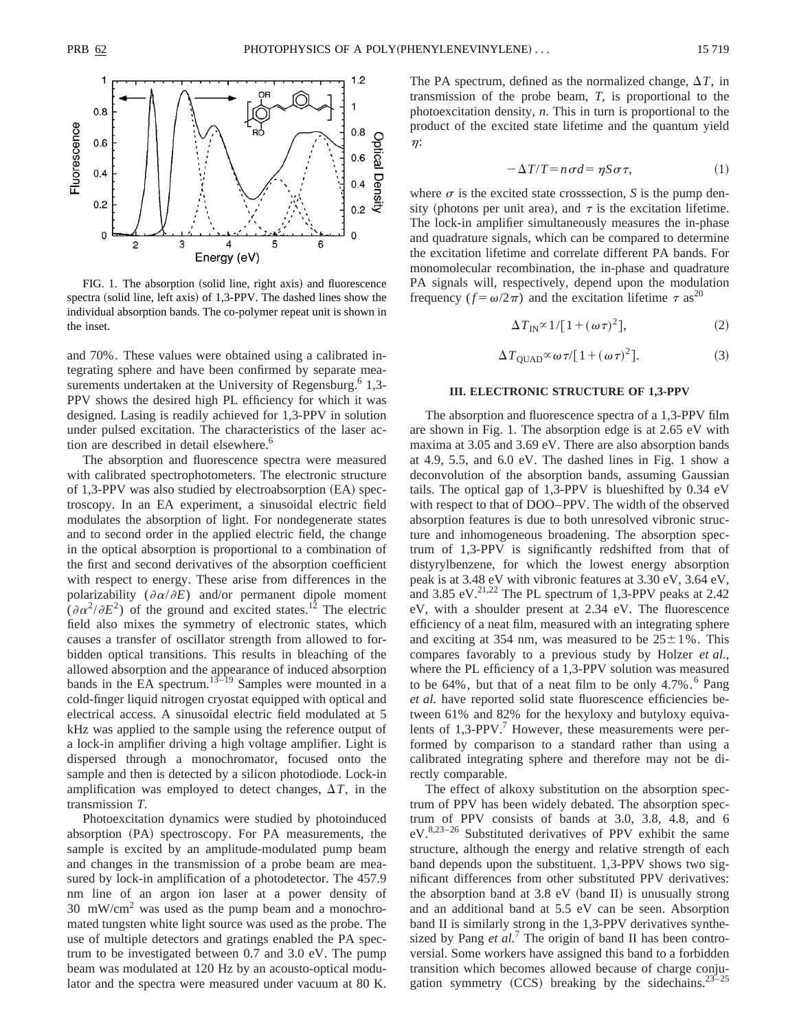FIG. 1. The absorption (solid line, right axis) and fluorescence spectra (solid line, left axis) of 1,3-PPV. The dashed lines show the individual absorption bands. The co-polymer repeat unit is shown in the inset.

and 70%. These values were obtained using a calibrated integrating sphere and have been confirmed by separate measurements undertaken at the University of Regensburg.[6] 1,3-PPV shows the desired high PL efficiency for which it was designed. Lasing is readily achieved for 1,3-PPV in solution under pulsed excitation. The characteristics of the laser action are described in detail elsewhere.[6]

The absorption and fluorescence spectra were measured with calibrated spectrophotometers. The electronic structure of 1,3-PPV was also studied by electroabsorption (EA) spectroscopy. In an EA experiment, a sinusoidal electric field modulates the absorption of light. For nondegenerate states and to second order in the applied electric field, the change in the optical absorption is proportional to a combination of the first and second derivatives of the absorption coefficient with respect to energy. These arise from differences in the polarizability ($\partial\alpha/\partial E$) and/or permanent dipole moment ($\partial\alpha^2/\partial E^2$) of the ground and excited states.[12] The electric field also mixes the symmetry of electronic states, which causes a transfer of oscillator strength from allowed to forbidden optical transitions. This results in bleaching of the allowed absorption and the appearance of induced absorption bands in the EA spectrum.[13–19] Samples were mounted in a cold-finger liquid nitrogen cryostat equipped with optical and electrical access. A sinusoidal electric field modulated at 5 kHz was applied to the sample using the reference output of a lock-in amplifier driving a high voltage amplifier. Light is dispersed through a monochromator, focused onto the sample and then is detected by a silicon photodiode. Lock-in amplification was employed to detect changes, $\Delta T$, in the transmission $T$.

Photoexcitation dynamics were studied by photoinduced absorption (PA) spectroscopy. For PA measurements, the sample is excited by an amplitude-modulated pump beam and changes in the transmission of a probe beam are measured by lock-in amplification of a photodetector. The 457.9 nm line of an argon ion laser at a power density of 30 mW/cm$^2$ was used as the pump beam and a monochromated tungsten white light source was used as the probe. The use of multiple detectors and gratings enabled the PA spectrum to be investigated between 0.7 and 3.0 eV. The pump beam was modulated at 120 Hz by an acousto-optical modulator and the spectra were measured under vacuum at 80 K. The PA spectrum, defined as the normalized change, $\Delta T$, in transmission of the probe beam, $T$, is proportional to the photoexcitation density, $n$. This in turn is proportional to the product of the excited state lifetime and the quantum yield $\eta$:

$$-\Delta T/T = n\sigma d = \eta S\sigma\tau, \tag{1}$$

where $\sigma$ is the excited state crosssection, $S$ is the pump density (photons per unit area), and $\tau$ is the excitation lifetime. The lock-in amplifier simultaneously measures the in-phase and quadrature signals, which can be compared to determine the excitation lifetime and correlate different PA bands. For monomolecular recombination, the in-phase and quadrature PA signals will, respectively, depend upon the modulation frequency ($f=\omega/2\pi$) and the excitation lifetime $\tau$ as[20]

$$\Delta T_{\mathrm{IN}} \propto 1/[1+(\omega\tau)^2], \tag{2}$$

$$\Delta T_{\mathrm{QUAD}} \propto \omega\tau/[1+(\omega\tau)^2]. \tag{3}$$

## III. ELECTRONIC STRUCTURE OF 1,3-PPV

The absorption and fluorescence spectra of a 1,3-PPV film are shown in Fig. 1. The absorption edge is at 2.65 eV with maxima at 3.05 and 3.69 eV. There are also absorption bands at 4.9, 5.5, and 6.0 eV. The dashed lines in Fig. 1 show a deconvolution of the absorption bands, assuming Gaussian tails. The optical gap of 1,3-PPV is blueshifted by 0.34 eV with respect to that of DOO–PPV. The width of the observed absorption features is due to both unresolved vibronic structure and inhomogeneous broadening. The absorption spectrum of 1,3-PPV is significantly redshifted from that of distyrylbenzene, for which the lowest energy absorption peak is at 3.48 eV with vibronic features at 3.30 eV, 3.64 eV, and 3.85 eV.[21,22] The PL spectrum of 1,3-PPV peaks at 2.42 eV, with a shoulder present at 2.34 eV. The fluorescence efficiency of a neat film, measured with an integrating sphere and exciting at 354 nm, was measured to be 25±1%. This compares favorably to a previous study by Holzer *et al.*, where the PL efficiency of a 1,3-PPV solution was measured to be 64%, but that of a neat film to be only 4.7%.[6] Pang *et al.* have reported solid state fluorescence efficiencies between 61% and 82% for the hexyloxy and butyloxy equivalents of 1,3-PPV.[7] However, these measurements were performed by comparison to a standard rather than using a calibrated integrating sphere and therefore may not be directly comparable.

The effect of alkoxy substitution on the absorption spectrum of PPV has been widely debated. The absorption spectrum of PPV consists of bands at 3.0, 3.8, 4.8, and 6 eV.[8,23–26] Substituted derivatives of PPV exhibit the same structure, although the energy and relative strength of each band depends upon the substituent. 1,3-PPV shows two significant differences from other substituted PPV derivatives: the absorption band at 3.8 eV (band II) is unusually strong and an additional band at 5.5 eV can be seen. Absorption band II is similarly strong in the 1,3-PPV derivatives synthesized by Pang *et al.*[7] The origin of band II has been controversial. Some workers have assigned this band to a forbidden transition which becomes allowed because of charge conjugation symmetry (CCS) breaking by the sidechains.[23–25]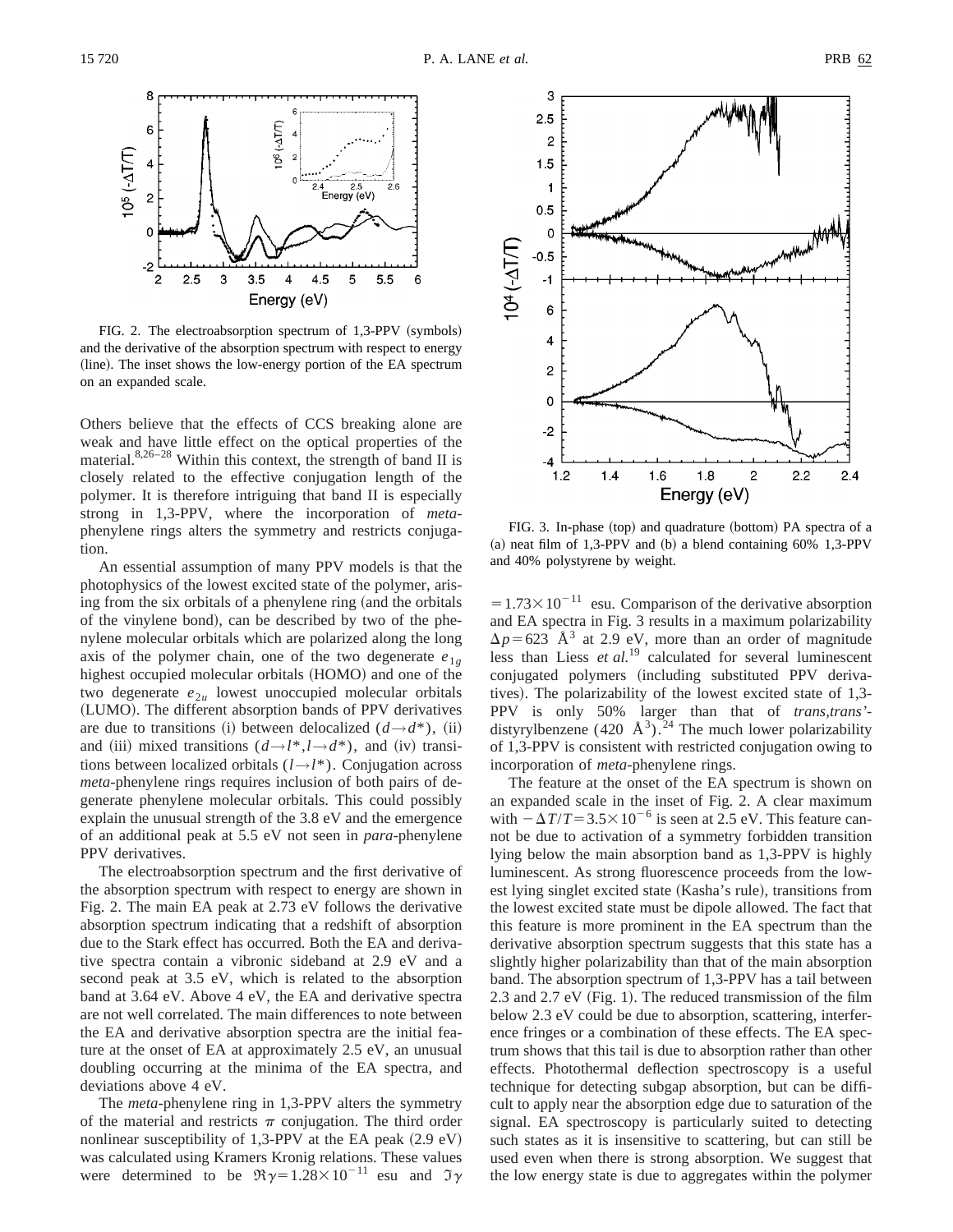FIG. 2. The electroabsorption spectrum of 1,3-PPV (symbols) and the derivative of the absorption spectrum with respect to energy (line). The inset shows the low-energy portion of the EA spectrum on an expanded scale.

Others believe that the effects of CCS breaking alone are weak and have little effect on the optical properties of the material.[8,26–28] Within this context, the strength of band II is closely related to the effective conjugation length of the polymer. It is therefore intriguing that band II is especially strong in 1,3-PPV, where the incorporation of *meta*-phenylene rings alters the symmetry and restricts conjugation.

An essential assumption of many PPV models is that the photophysics of the lowest excited state of the polymer, arising from the six orbitals of a phenylene ring (and the orbitals of the vinylene bond), can be described by two of the phenylene molecular orbitals which are polarized along the long axis of the polymer chain, one of the two degenerate $e_{1g}$ highest occupied molecular orbitals (HOMO) and one of the two degenerate $e_{2u}$ lowest unoccupied molecular orbitals (LUMO). The different absorption bands of PPV derivatives are due to transitions (i) between delocalized ($d \rightarrow d^*$), (ii) and (iii) mixed transitions ($d \rightarrow l^*, l \rightarrow d^*$), and (iv) transitions between localized orbitals ($l \rightarrow l^*$). Conjugation across *meta*-phenylene rings requires inclusion of both pairs of degenerate phenylene molecular orbitals. This could possibly explain the unusual strength of the 3.8 eV and the emergence of an additional peak at 5.5 eV not seen in *para*-phenylene PPV derivatives.

The electroabsorption spectrum and the first derivative of the absorption spectrum with respect to energy are shown in Fig. 2. The main EA peak at 2.73 eV follows the derivative absorption spectrum indicating that a redshift of absorption due to the Stark effect has occurred. Both the EA and derivative spectra contain a vibronic sideband at 2.9 eV and a second peak at 3.5 eV, which is related to the absorption band at 3.64 eV. Above 4 eV, the EA and derivative spectra are not well correlated. The main differences to note between the EA and derivative absorption spectra are the initial feature at the onset of EA at approximately 2.5 eV, an unusual doubling occurring at the minima of the EA spectra, and deviations above 4 eV.

The *meta*-phenylene ring in 1,3-PPV alters the symmetry of the material and restricts $\pi$ conjugation. The third order nonlinear susceptibility of 1,3-PPV at the EA peak (2.9 eV) was calculated using Kramers Kronig relations. These values were determined to be $\Re\gamma = 1.28 \times 10^{-11}$ esu and $\Im\gamma = 1.73 \times 10^{-11}$ esu. Comparison of the derivative absorption and EA spectra in Fig. 3 results in a maximum polarizability $\Delta p = 623$ Å$^3$ at 2.9 eV, more than an order of magnitude less than Liess *et al.*[19] calculated for several luminescent conjugated polymers (including substituted PPV derivatives). The polarizability of the lowest excited state of 1,3-PPV is only 50% larger than that of *trans,trans'*-distyrylbenzene (420 Å$^3$).[24] The much lower polarizability of 1,3-PPV is consistent with restricted conjugation owing to incorporation of *meta*-phenylene rings.

FIG. 3. In-phase (top) and quadrature (bottom) PA spectra of a (a) neat film of 1,3-PPV and (b) a blend containing 60% 1,3-PPV and 40% polystyrene by weight.

The feature at the onset of the EA spectrum is shown on an expanded scale in the inset of Fig. 2. A clear maximum with $-\Delta T/T = 3.5 \times 10^{-6}$ is seen at 2.5 eV. This feature cannot be due to activation of a symmetry forbidden transition lying below the main absorption band as 1,3-PPV is highly luminescent. As strong fluorescence proceeds from the lowest lying singlet excited state (Kasha's rule), transitions from the lowest excited state must be dipole allowed. The fact that this feature is more prominent in the EA spectrum than the derivative absorption spectrum suggests that this state has a slightly higher polarizability than that of the main absorption band. The absorption spectrum of 1,3-PPV has a tail between 2.3 and 2.7 eV (Fig. 1). The reduced transmission of the film below 2.3 eV could be due to absorption, scattering, interference fringes or a combination of these effects. The EA spectrum shows that this tail is due to absorption rather than other effects. Photothermal deflection spectroscopy is a useful technique for detecting subgap absorption, but can be difficult to apply near the absorption edge due to saturation of the signal. EA spectroscopy is particularly suited to detecting such states as it is insensitive to scattering, but can still be used even when there is strong absorption. We suggest that the low energy state is due to aggregates within the polymer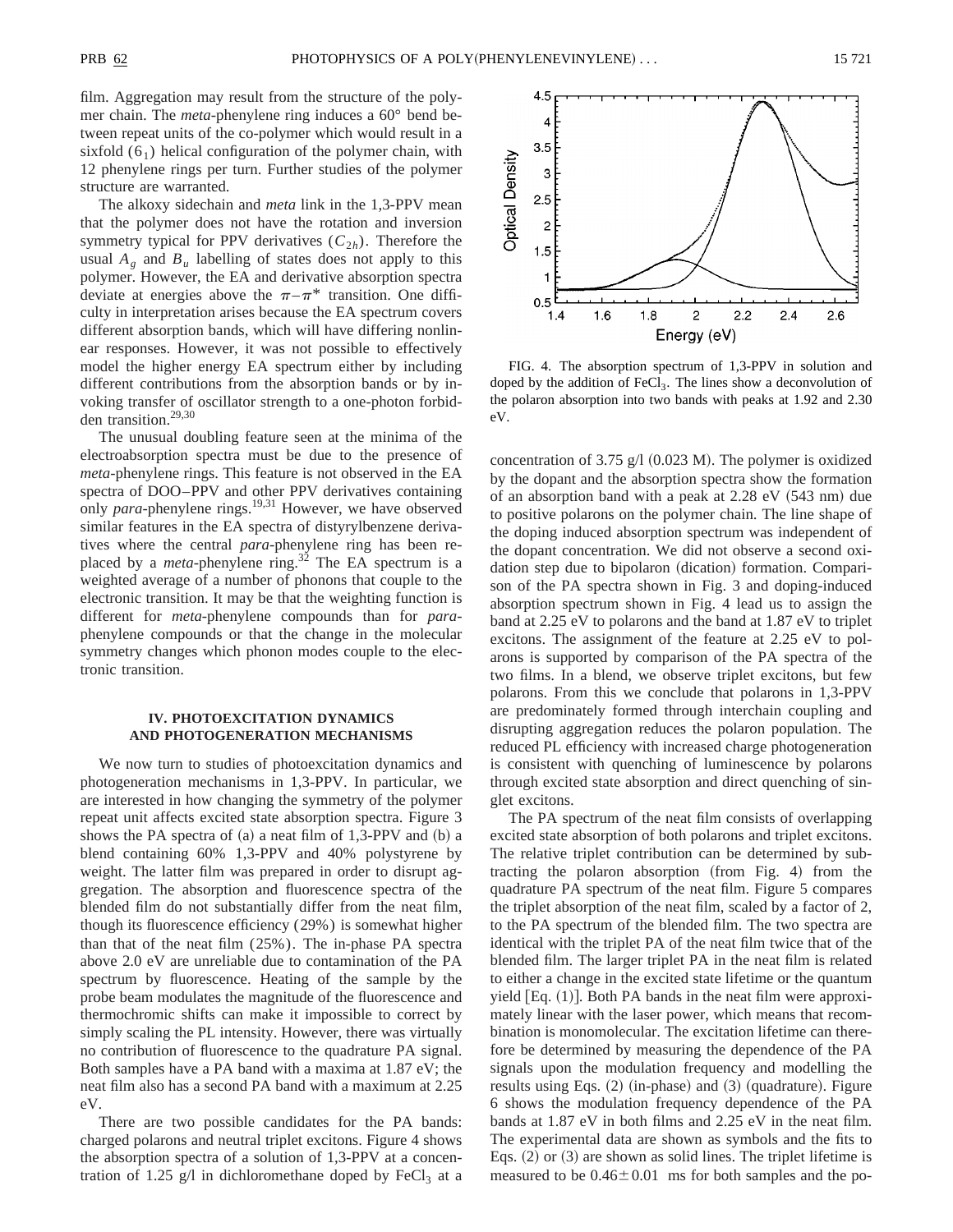film. Aggregation may result from the structure of the polymer chain. The *meta*-phenylene ring induces a 60° bend between repeat units of the co-polymer which would result in a sixfold ($6_1$) helical configuration of the polymer chain, with 12 phenylene rings per turn. Further studies of the polymer structure are warranted.

The alkoxy sidechain and *meta* link in the 1,3-PPV mean that the polymer does not have the rotation and inversion symmetry typical for PPV derivatives ($C_{2h}$). Therefore the usual $A_g$ and $B_u$ labelling of states does not apply to this polymer. However, the EA and derivative absorption spectra deviate at energies above the $\pi-\pi^*$ transition. One difficulty in interpretation arises because the EA spectrum covers different absorption bands, which will have differing nonlinear responses. However, it was not possible to effectively model the higher energy EA spectrum either by including different contributions from the absorption bands or by invoking transfer of oscillator strength to a one-photon forbidden transition.[29,30]

The unusual doubling feature seen at the minima of the electroabsorption spectra must be due to the presence of *meta*-phenylene rings. This feature is not observed in the EA spectra of DOO–PPV and other PPV derivatives containing only *para*-phenylene rings.[19,31] However, we have observed similar features in the EA spectra of distyrylbenzene derivatives where the central *para*-phenylene ring has been replaced by a *meta*-phenylene ring.[32] The EA spectrum is a weighted average of a number of phonons that couple to the electronic transition. It may be that the weighting function is different for *meta*-phenylene compounds than for *para*-phenylene compounds or that the change in the molecular symmetry changes which phonon modes couple to the electronic transition.

## IV. PHOTOEXCITATION DYNAMICS AND PHOTOGENERATION MECHANISMS

We now turn to studies of photoexcitation dynamics and photogeneration mechanisms in 1,3-PPV. In particular, we are interested in how changing the symmetry of the polymer repeat unit affects excited state absorption spectra. Figure 3 shows the PA spectra of (a) a neat film of 1,3-PPV and (b) a blend containing 60% 1,3-PPV and 40% polystyrene by weight. The latter film was prepared in order to disrupt aggregation. The absorption and fluorescence spectra of the blended film do not substantially differ from the neat film, though its fluorescence efficiency (29%) is somewhat higher than that of the neat film (25%). The in-phase PA spectra above 2.0 eV are unreliable due to contamination of the PA spectrum by fluorescence. Heating of the sample by the probe beam modulates the magnitude of the fluorescence and thermochromic shifts can make it impossible to correct by simply scaling the PL intensity. However, there was virtually no contribution of fluorescence to the quadrature PA signal. Both samples have a PA band with a maxima at 1.87 eV; the neat film also has a second PA band with a maximum at 2.25 eV.

There are two possible candidates for the PA bands: charged polarons and neutral triplet excitons. Figure 4 shows the absorption spectra of a solution of 1,3-PPV at a concentration of 1.25 g/l in dichloromethane doped by $FeCl_3$ at a concentration of 3.75 g/l (0.023 M). The polymer is oxidized by the dopant and the absorption spectra show the formation of an absorption band with a peak at 2.28 eV (543 nm) due to positive polarons on the polymer chain. The line shape of the doping induced absorption spectrum was independent of the dopant concentration. We did not observe a second oxidation step due to bipolaron (dication) formation. Comparison of the PA spectra shown in Fig. 3 and doping-induced absorption spectrum shown in Fig. 4 lead us to assign the band at 2.25 eV to polarons and the band at 1.87 eV to triplet excitons. The assignment of the feature at 2.25 eV to polarons is supported by comparison of the PA spectra of the two films. In a blend, we observe triplet excitons, but few polarons. From this we conclude that polarons in 1,3-PPV are predominately formed through interchain coupling and disrupting aggregation reduces the polaron population. The reduced PL efficiency with increased charge photogeneration is consistent with quenching of luminescence by polarons through excited state absorption and direct quenching of singlet excitons.

FIG. 4. The absorption spectrum of 1,3-PPV in solution and doped by the addition of $FeCl_3$. The lines show a deconvolution of the polaron absorption into two bands with peaks at 1.92 and 2.30 eV.

The PA spectrum of the neat film consists of overlapping excited state absorption of both polarons and triplet excitons. The relative triplet contribution can be determined by subtracting the polaron absorption (from Fig. 4) from the quadrature PA spectrum of the neat film. Figure 5 compares the triplet absorption of the neat film, scaled by a factor of 2, to the PA spectrum of the blended film. The two spectra are identical with the triplet PA of the neat film twice that of the blended film. The larger triplet PA in the neat film is related to either a change in the excited state lifetime or the quantum yield [Eq. (1)]. Both PA bands in the neat film were approximately linear with the laser power, which means that recombination is monomolecular. The excitation lifetime can therefore be determined by measuring the dependence of the PA signals upon the modulation frequency and modelling the results using Eqs. (2) (in-phase) and (3) (quadrature). Figure 6 shows the modulation frequency dependence of the PA bands at 1.87 eV in both films and 2.25 eV in the neat film. The experimental data are shown as symbols and the fits to Eqs. (2) or (3) are shown as solid lines. The triplet lifetime is measured to be $0.46\pm0.01$ ms for both samples and the po-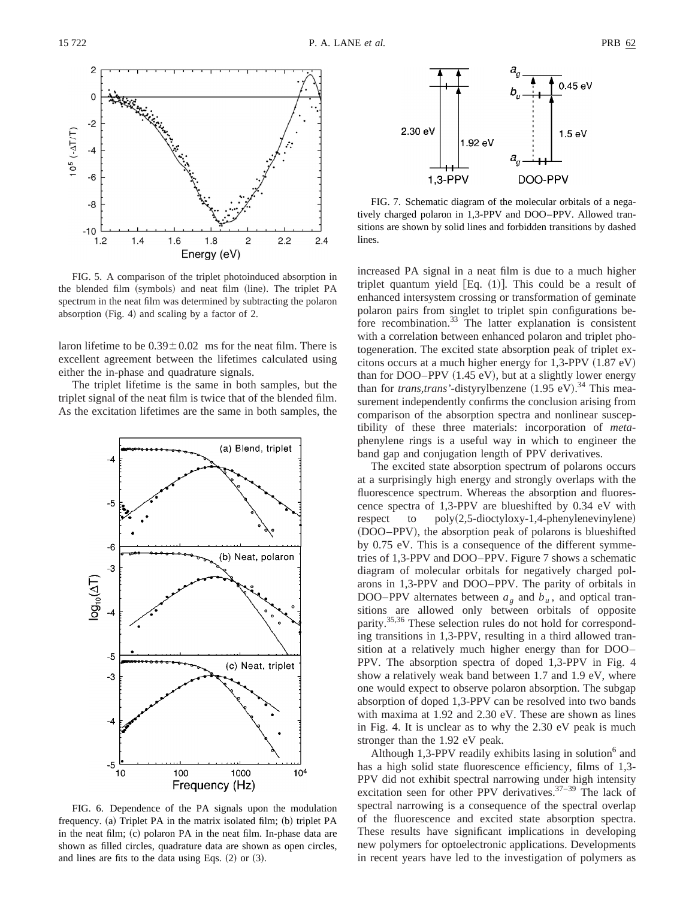FIG. 5. A comparison of the triplet photoinduced absorption in the blended film (symbols) and neat film (line). The triplet PA spectrum in the neat film was determined by subtracting the polaron absorption (Fig. 4) and scaling by a factor of 2.

laron lifetime to be $0.39\pm0.02$ ms for the neat film. There is excellent agreement between the lifetimes calculated using either the in-phase and quadrature signals.

The triplet lifetime is the same in both samples, but the triplet signal of the neat film is twice that of the blended film. As the excitation lifetimes are the same in both samples, the increased PA signal in a neat film is due to a much higher triplet quantum yield [Eq. (1)]. This could be a result of enhanced intersystem crossing or transformation of geminate polaron pairs from singlet to triplet spin configurations before recombination.[33] The latter explanation is consistent with a correlation between enhanced polaron and triplet photogeneration. The excited state absorption peak of triplet excitons occurs at a much higher energy for 1,3-PPV (1.87 eV) than for DOO–PPV (1.45 eV), but at a slightly lower energy than for *trans,trans'*-distyrylbenzene (1.95 eV).[34] This measurement independently confirms the conclusion arising from comparison of the absorption spectra and nonlinear susceptibility of these three materials: incorporation of *meta*-phenylene rings is a useful way in which to engineer the band gap and conjugation length of PPV derivatives.

FIG. 6. Dependence of the PA signals upon the modulation frequency. (a) Triplet PA in the matrix isolated film; (b) triplet PA in the neat film; (c) polaron PA in the neat film. In-phase data are shown as filled circles, quadrature data are shown as open circles, and lines are fits to the data using Eqs. (2) or (3).

FIG. 7. Schematic diagram of the molecular orbitals of a negatively charged polaron in 1,3-PPV and DOO–PPV. Allowed transitions are shown by solid lines and forbidden transitions by dashed lines.

The excited state absorption spectrum of polarons occurs at a surprisingly high energy and strongly overlaps with the fluorescence spectrum. Whereas the absorption and fluorescence spectra of 1,3-PPV are blueshifted by 0.34 eV with respect to poly(2,5-dioctyloxy-1,4-phenylenevinylene) (DOO–PPV), the absorption peak of polarons is blueshifted by 0.75 eV. This is a consequence of the different symmetries of 1,3-PPV and DOO–PPV. Figure 7 shows a schematic diagram of molecular orbitals for negatively charged polarons in 1,3-PPV and DOO–PPV. The parity of orbitals in DOO–PPV alternates between $a_g$ and $b_u$, and optical transitions are allowed only between orbitals of opposite parity.[35,36] These selection rules do not hold for corresponding transitions in 1,3-PPV, resulting in a third allowed transition at a relatively much higher energy than for DOO–PPV. The absorption spectra of doped 1,3-PPV in Fig. 4 show a relatively weak band between 1.7 and 1.9 eV, where one would expect to observe polaron absorption. The subgap absorption of doped 1,3-PPV can be resolved into two bands with maxima at 1.92 and 2.30 eV. These are shown as lines in Fig. 4. It is unclear as to why the 2.30 eV peak is much stronger than the 1.92 eV peak.

Although 1,3-PPV readily exhibits lasing in solution[6] and has a high solid state fluorescence efficiency, films of 1,3-PPV did not exhibit spectral narrowing under high intensity excitation seen for other PPV derivatives.[37–39] The lack of spectral narrowing is a consequence of the spectral overlap of the fluorescence and excited state absorption spectra. These results have significant implications in developing new polymers for optoelectronic applications. Developments in recent years have led to the investigation of polymers as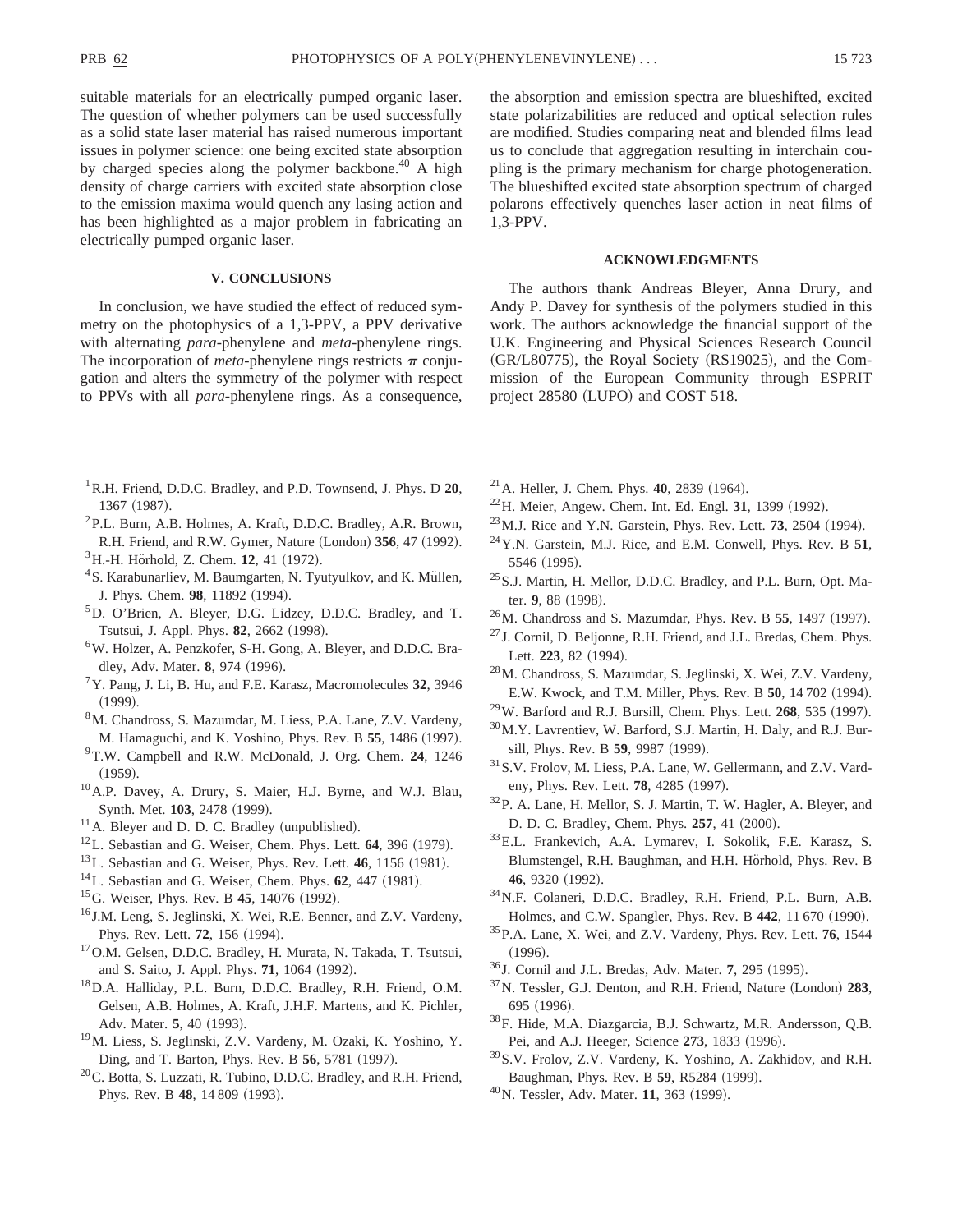suitable materials for an electrically pumped organic laser. The question of whether polymers can be used successfully as a solid state laser material has raised numerous important issues in polymer science: one being excited state absorption by charged species along the polymer backbone.[40] A high density of charge carriers with excited state absorption close to the emission maxima would quench any lasing action and has been highlighted as a major problem in fabricating an electrically pumped organic laser.

## V. CONCLUSIONS

In conclusion, we have studied the effect of reduced symmetry on the photophysics of a 1,3-PPV, a PPV derivative with alternating *para*-phenylene and *meta*-phenylene rings. The incorporation of *meta*-phenylene rings restricts $\pi$ conjugation and alters the symmetry of the polymer with respect to PPVs with all *para*-phenylene rings. As a consequence, the absorption and emission spectra are blueshifted, excited state polarizabilities are reduced and optical selection rules are modified. Studies comparing neat and blended films lead us to conclude that aggregation resulting in interchain coupling is the primary mechanism for charge photogeneration. The blueshifted excited state absorption spectrum of charged polarons effectively quenches laser action in neat films of 1,3-PPV.

## ACKNOWLEDGMENTS

The authors thank Andreas Bleyer, Anna Drury, and Andy P. Davey for synthesis of the polymers studied in this work. The authors acknowledge the financial support of the U.K. Engineering and Physical Sciences Research Council (GR/L80775), the Royal Society (RS19025), and the Commission of the European Community through ESPRIT project 28580 (LUPO) and COST 518.

---

[1] R.H. Friend, D.D.C. Bradley, and P.D. Townsend, J. Phys. D **20**, 1367 (1987).

[2] P.L. Burn, A.B. Holmes, A. Kraft, D.D.C. Bradley, A.R. Brown, R.H. Friend, and R.W. Gymer, Nature (London) **356**, 47 (1992).

[3] H.-H. Hörhold, Z. Chem. **12**, 41 (1972).

[4] S. Karabunarliev, M. Baumgarten, N. Tyutyulkov, and K. Müllen, J. Phys. Chem. **98**, 11892 (1994).

[5] D. O'Brien, A. Bleyer, D.G. Lidzey, D.D.C. Bradley, and T. Tsutsui, J. Appl. Phys. **82**, 2662 (1998).

[6] W. Holzer, A. Penzkofer, S-H. Gong, A. Bleyer, and D.D.C. Bradley, Adv. Mater. **8**, 974 (1996).

[7] Y. Pang, J. Li, B. Hu, and F.E. Karasz, Macromolecules **32**, 3946 (1999).

[8] M. Chandross, S. Mazumdar, M. Liess, P.A. Lane, Z.V. Vardeny, M. Hamaguchi, and K. Yoshino, Phys. Rev. B **55**, 1486 (1997).

[9] T.W. Campbell and R.W. McDonald, J. Org. Chem. **24**, 1246 (1959).

[10] A.P. Davey, A. Drury, S. Maier, H.J. Byrne, and W.J. Blau, Synth. Met. **103**, 2478 (1999).

[11] A. Bleyer and D. D. C. Bradley (unpublished).

[12] L. Sebastian and G. Weiser, Chem. Phys. Lett. **64**, 396 (1979).

[13] L. Sebastian and G. Weiser, Phys. Rev. Lett. **46**, 1156 (1981).

[14] L. Sebastian and G. Weiser, Chem. Phys. **62**, 447 (1981).

[15] G. Weiser, Phys. Rev. B **45**, 14076 (1992).

[16] J.M. Leng, S. Jeglinski, X. Wei, R.E. Benner, and Z.V. Vardeny, Phys. Rev. Lett. **72**, 156 (1994).

[17] O.M. Gelsen, D.D.C. Bradley, H. Murata, N. Takada, T. Tsutsui, and S. Saito, J. Appl. Phys. **71**, 1064 (1992).

[18] D.A. Halliday, P.L. Burn, D.D.C. Bradley, R.H. Friend, O.M. Gelsen, A.B. Holmes, A. Kraft, J.H.F. Martens, and K. Pichler, Adv. Mater. **5**, 40 (1993).

[19] M. Liess, S. Jeglinski, Z.V. Vardeny, M. Ozaki, K. Yoshino, Y. Ding, and T. Barton, Phys. Rev. B **56**, 5781 (1997).

[20] C. Botta, S. Luzzati, R. Tubino, D.D.C. Bradley, and R.H. Friend, Phys. Rev. B **48**, 14 809 (1993).

[21] A. Heller, J. Chem. Phys. **40**, 2839 (1964).

[22] H. Meier, Angew. Chem. Int. Ed. Engl. **31**, 1399 (1992).

[23] M.J. Rice and Y.N. Garstein, Phys. Rev. Lett. **73**, 2504 (1994).

[24] Y.N. Garstein, M.J. Rice, and E.M. Conwell, Phys. Rev. B **51**, 5546 (1995).

[25] S.J. Martin, H. Mellor, D.D.C. Bradley, and P.L. Burn, Opt. Mater. **9**, 88 (1998).

[26] M. Chandross and S. Mazumdar, Phys. Rev. B **55**, 1497 (1997).

[27] J. Cornil, D. Beljonne, R.H. Friend, and J.L. Bredas, Chem. Phys. Lett. **223**, 82 (1994).

[28] M. Chandross, S. Mazumdar, S. Jeglinski, X. Wei, Z.V. Vardeny, E.W. Kwock, and T.M. Miller, Phys. Rev. B **50**, 14 702 (1994).

[29] W. Barford and R.J. Bursill, Chem. Phys. Lett. **268**, 535 (1997).

[30] M.Y. Lavrentiev, W. Barford, S.J. Martin, H. Daly, and R.J. Bursill, Phys. Rev. B **59**, 9987 (1999).

[31] S.V. Frolov, M. Liess, P.A. Lane, W. Gellermann, and Z.V. Vardeny, Phys. Rev. Lett. **78**, 4285 (1997).

[32] P. A. Lane, H. Mellor, S. J. Martin, T. W. Hagler, A. Bleyer, and D. D. C. Bradley, Chem. Phys. **257**, 41 (2000).

[33] E.L. Frankevich, A.A. Lymarev, I. Sokolik, F.E. Karasz, S. Blumstengel, R.H. Baughman, and H.H. Hörhold, Phys. Rev. B **46**, 9320 (1992).

[34] N.F. Colaneri, D.D.C. Bradley, R.H. Friend, P.L. Burn, A.B. Holmes, and C.W. Spangler, Phys. Rev. B **442**, 11 670 (1990).

[35] P.A. Lane, X. Wei, and Z.V. Vardeny, Phys. Rev. Lett. **76**, 1544 (1996).

[36] J. Cornil and J.L. Bredas, Adv. Mater. **7**, 295 (1995).

[37] N. Tessler, G.J. Denton, and R.H. Friend, Nature (London) **283**, 695 (1996).

[38] F. Hide, M.A. Diazgarcia, B.J. Schwartz, M.R. Andersson, Q.B. Pei, and A.J. Heeger, Science **273**, 1833 (1996).

[39] S.V. Frolov, Z.V. Vardeny, K. Yoshino, A. Zakhidov, and R.H. Baughman, Phys. Rev. B **59**, R5284 (1999).

[40] N. Tessler, Adv. Mater. **11**, 363 (1999).